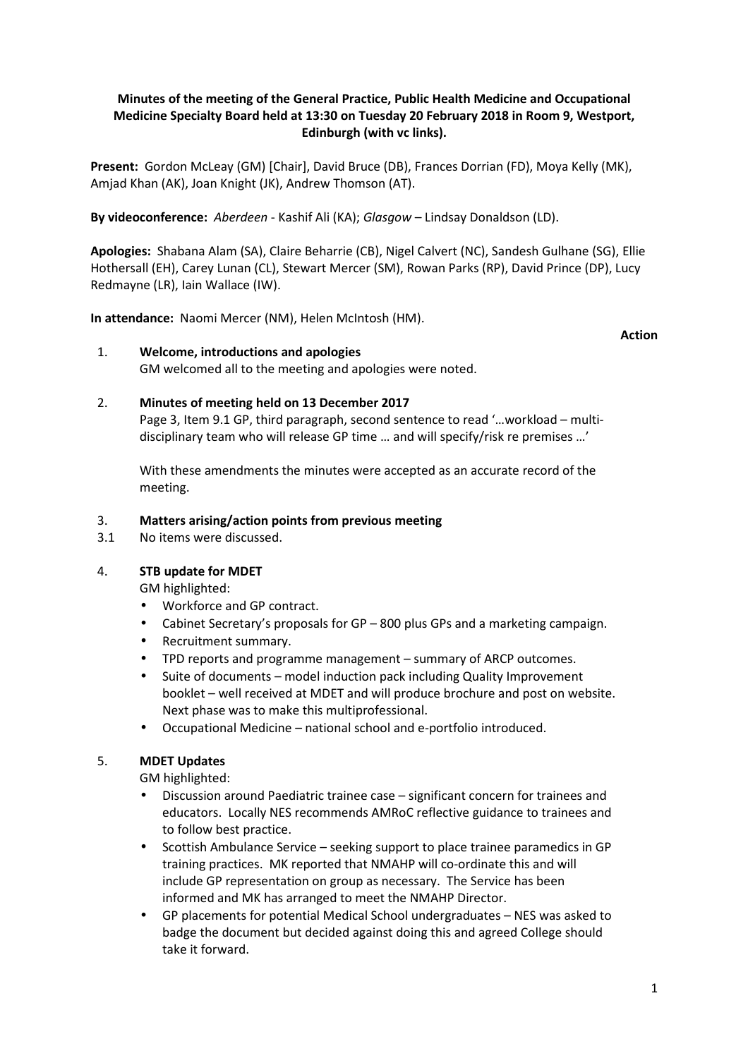**Minutes of the meeting of the General Practice, Public Health Medicine and Occupational Medicine Specialty Board held at 13:30 on Tuesday 20 February 2018 in Room 9, Westport, Edinburgh (with vc links).**

**Present:** Gordon McLeay (GM) [Chair], David Bruce (DB), Frances Dorrian (FD), Moya Kelly (MK), Amjad Khan (AK), Joan Knight (JK), Andrew Thomson (AT).

**By videoconference:** *Aberdeen* - Kashif Ali (KA); *Glasgow* – Lindsay Donaldson (LD).

**Apologies:** Shabana Alam (SA), Claire Beharrie (CB), Nigel Calvert (NC), Sandesh Gulhane (SG), Ellie Hothersall (EH), Carey Lunan (CL), Stewart Mercer (SM), Rowan Parks (RP), David Prince (DP), Lucy Redmayne (LR), Iain Wallace (IW).

**In attendance:** Naomi Mercer (NM), Helen McIntosh (HM).

**Action**

1. **Welcome, introductions and apologies**

   GM welcomed all to the meeting and apologies were noted.

2. **Minutes of meeting held on 13 December 2017**

   Page 3, Item 9.1 GP, third paragraph, second sentence to read '…workload – multi-disciplinary team who will release GP time … and will specify/risk re premises …'

   With these amendments the minutes were accepted as an accurate record of the meeting.

3. **Matters arising/action points from previous meeting**

3.1 No items were discussed.

4. **STB update for MDET**

   GM highlighted:

   - Workforce and GP contract.
   - Cabinet Secretary's proposals for GP – 800 plus GPs and a marketing campaign.
   - Recruitment summary.
   - TPD reports and programme management – summary of ARCP outcomes.
   - Suite of documents – model induction pack including Quality Improvement booklet – well received at MDET and will produce brochure and post on website. Next phase was to make this multiprofessional.
   - Occupational Medicine – national school and e-portfolio introduced.

5. **MDET Updates**

   GM highlighted:

   - Discussion around Paediatric trainee case – significant concern for trainees and educators. Locally NES recommends AMRoC reflective guidance to trainees and to follow best practice.
   - Scottish Ambulance Service – seeking support to place trainee paramedics in GP training practices. MK reported that NMAHP will co-ordinate this and will include GP representation on group as necessary. The Service has been informed and MK has arranged to meet the NMAHP Director.
   - GP placements for potential Medical School undergraduates – NES was asked to badge the document but decided against doing this and agreed College should take it forward.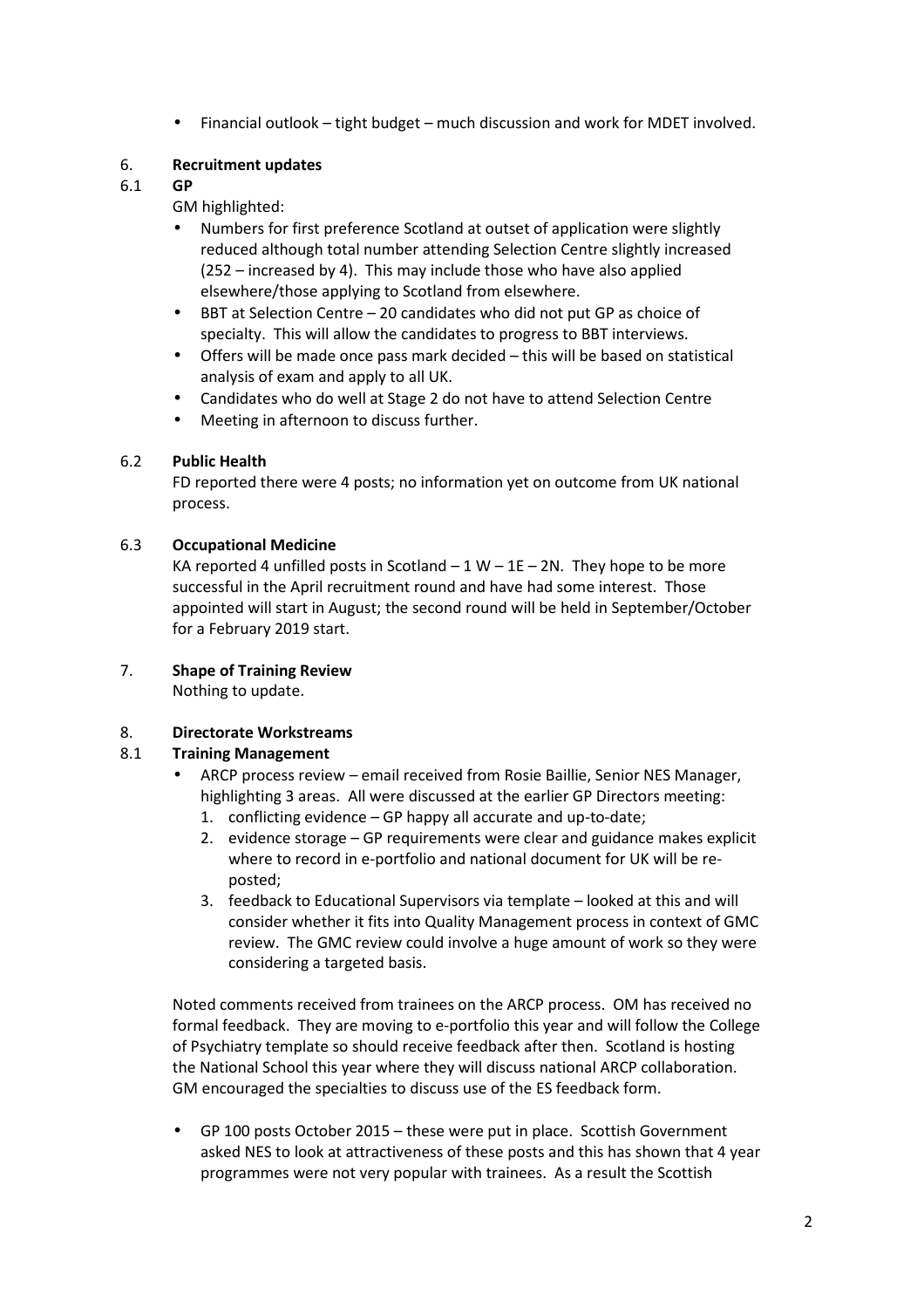- Financial outlook – tight budget – much discussion and work for MDET involved.

6. **Recruitment updates**

6.1 **GP**

GM highlighted:

- Numbers for first preference Scotland at outset of application were slightly reduced although total number attending Selection Centre slightly increased (252 – increased by 4). This may include those who have also applied elsewhere/those applying to Scotland from elsewhere.
- BBT at Selection Centre – 20 candidates who did not put GP as choice of specialty. This will allow the candidates to progress to BBT interviews.
- Offers will be made once pass mark decided – this will be based on statistical analysis of exam and apply to all UK.
- Candidates who do well at Stage 2 do not have to attend Selection Centre
- Meeting in afternoon to discuss further.

6.2 **Public Health**

FD reported there were 4 posts; no information yet on outcome from UK national process.

6.3 **Occupational Medicine**

KA reported 4 unfilled posts in Scotland – 1 W – 1E – 2N. They hope to be more successful in the April recruitment round and have had some interest. Those appointed will start in August; the second round will be held in September/October for a February 2019 start.

7. **Shape of Training Review**

Nothing to update.

8. **Directorate Workstreams**

8.1 **Training Management**

- ARCP process review – email received from Rosie Baillie, Senior NES Manager, highlighting 3 areas. All were discussed at the earlier GP Directors meeting:
  1. conflicting evidence – GP happy all accurate and up-to-date;
  2. evidence storage – GP requirements were clear and guidance makes explicit where to record in e-portfolio and national document for UK will be re-posted;
  3. feedback to Educational Supervisors via template – looked at this and will consider whether it fits into Quality Management process in context of GMC review. The GMC review could involve a huge amount of work so they were considering a targeted basis.

Noted comments received from trainees on the ARCP process. OM has received no formal feedback. They are moving to e-portfolio this year and will follow the College of Psychiatry template so should receive feedback after then. Scotland is hosting the National School this year where they will discuss national ARCP collaboration. GM encouraged the specialties to discuss use of the ES feedback form.

- GP 100 posts October 2015 – these were put in place. Scottish Government asked NES to look at attractiveness of these posts and this has shown that 4 year programmes were not very popular with trainees. As a result the Scottish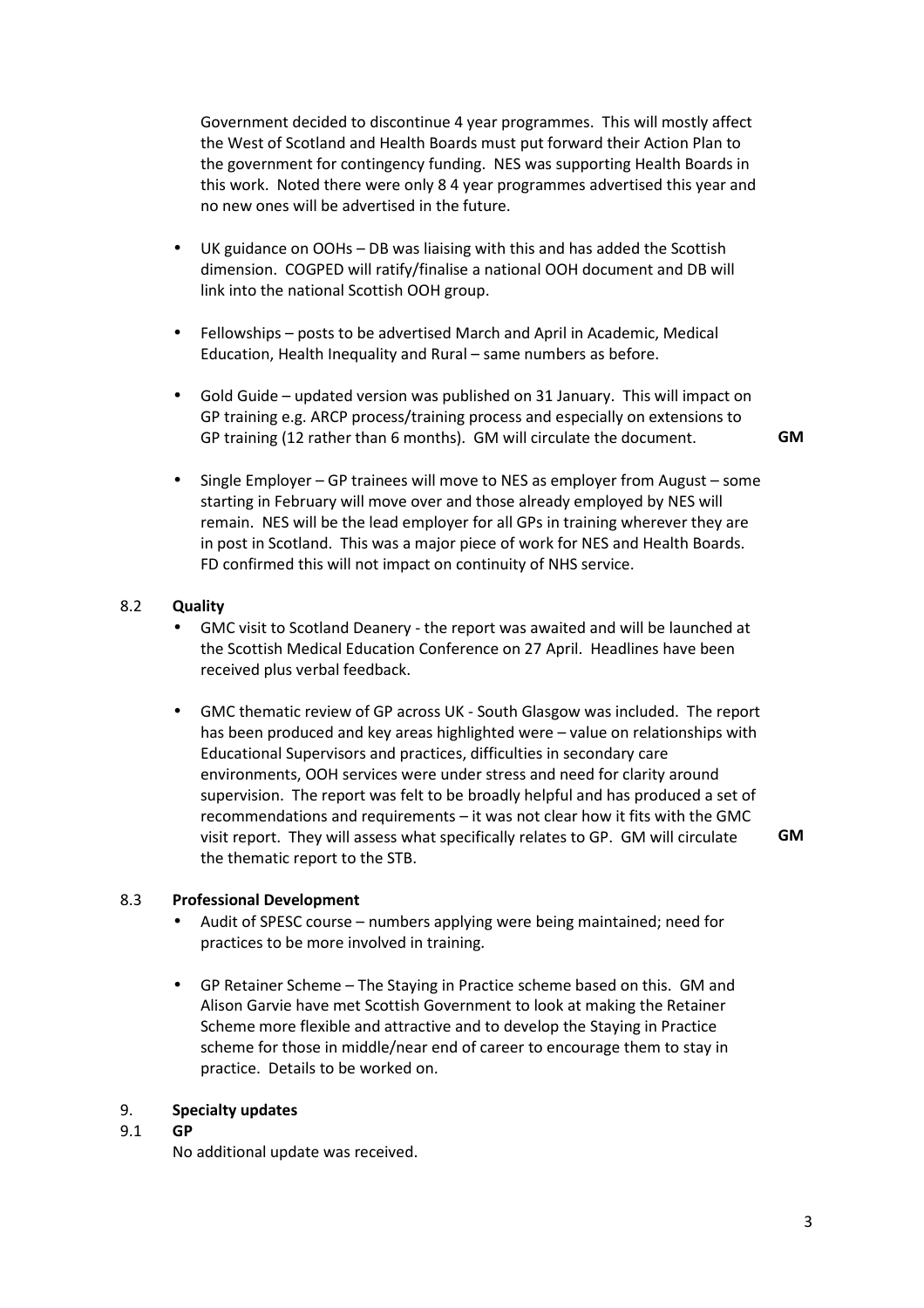Government decided to discontinue 4 year programmes. This will mostly affect the West of Scotland and Health Boards must put forward their Action Plan to the government for contingency funding. NES was supporting Health Boards in this work. Noted there were only 8 4 year programmes advertised this year and no new ones will be advertised in the future.

- UK guidance on OOHs – DB was liaising with this and has added the Scottish dimension. COGPED will ratify/finalise a national OOH document and DB will link into the national Scottish OOH group.

- Fellowships – posts to be advertised March and April in Academic, Medical Education, Health Inequality and Rural – same numbers as before.

- Gold Guide – updated version was published on 31 January. This will impact on GP training e.g. ARCP process/training process and especially on extensions to GP training (12 rather than 6 months). GM will circulate the document. **GM**

- Single Employer – GP trainees will move to NES as employer from August – some starting in February will move over and those already employed by NES will remain. NES will be the lead employer for all GPs in training wherever they are in post in Scotland. This was a major piece of work for NES and Health Boards. FD confirmed this will not impact on continuity of NHS service.

### 8.2 Quality

- GMC visit to Scotland Deanery - the report was awaited and will be launched at the Scottish Medical Education Conference on 27 April. Headlines have been received plus verbal feedback.

- GMC thematic review of GP across UK - South Glasgow was included. The report has been produced and key areas highlighted were – value on relationships with Educational Supervisors and practices, difficulties in secondary care environments, OOH services were under stress and need for clarity around supervision. The report was felt to be broadly helpful and has produced a set of recommendations and requirements – it was not clear how it fits with the GMC visit report. They will assess what specifically relates to GP. GM will circulate the thematic report to the STB. **GM**

### 8.3 Professional Development

- Audit of SPESC course – numbers applying were being maintained; need for practices to be more involved in training.

- GP Retainer Scheme – The Staying in Practice scheme based on this. GM and Alison Garvie have met Scottish Government to look at making the Retainer Scheme more flexible and attractive and to develop the Staying in Practice scheme for those in middle/near end of career to encourage them to stay in practice. Details to be worked on.

## 9. Specialty updates

### 9.1 GP

No additional update was received.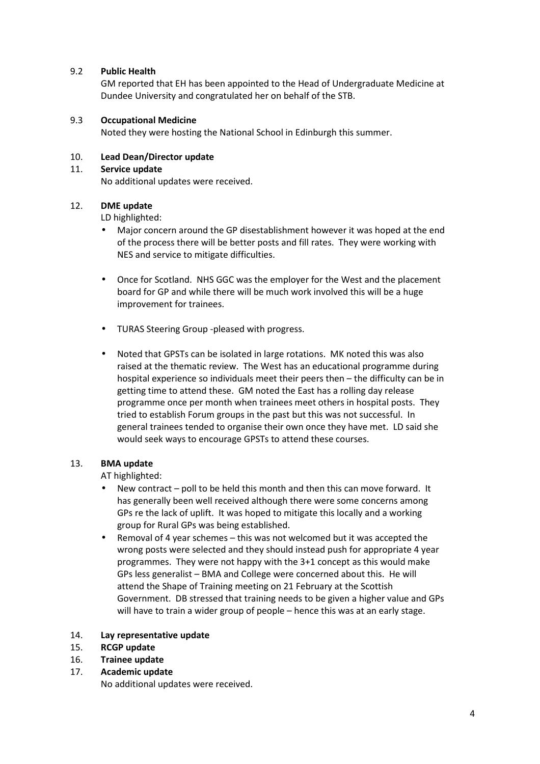9.2 **Public Health**

GM reported that EH has been appointed to the Head of Undergraduate Medicine at Dundee University and congratulated her on behalf of the STB.

9.3 **Occupational Medicine**

Noted they were hosting the National School in Edinburgh this summer.

10. **Lead Dean/Director update**

11. **Service update**

No additional updates were received.

12. **DME update**

LD highlighted:

- Major concern around the GP disestablishment however it was hoped at the end of the process there will be better posts and fill rates. They were working with NES and service to mitigate difficulties.

- Once for Scotland. NHS GGC was the employer for the West and the placement board for GP and while there will be much work involved this will be a huge improvement for trainees.

- TURAS Steering Group -pleased with progress.

- Noted that GPSTs can be isolated in large rotations. MK noted this was also raised at the thematic review. The West has an educational programme during hospital experience so individuals meet their peers then – the difficulty can be in getting time to attend these. GM noted the East has a rolling day release programme once per month when trainees meet others in hospital posts. They tried to establish Forum groups in the past but this was not successful. In general trainees tended to organise their own once they have met. LD said she would seek ways to encourage GPSTs to attend these courses.

13. **BMA update**

AT highlighted:

- New contract – poll to be held this month and then this can move forward. It has generally been well received although there were some concerns among GPs re the lack of uplift. It was hoped to mitigate this locally and a working group for Rural GPs was being established.
- Removal of 4 year schemes – this was not welcomed but it was accepted the wrong posts were selected and they should instead push for appropriate 4 year programmes. They were not happy with the 3+1 concept as this would make GPs less generalist – BMA and College were concerned about this. He will attend the Shape of Training meeting on 21 February at the Scottish Government. DB stressed that training needs to be given a higher value and GPs will have to train a wider group of people – hence this was at an early stage.

14. **Lay representative update**

15. **RCGP update**

16. **Trainee update**

17. **Academic update**

No additional updates were received.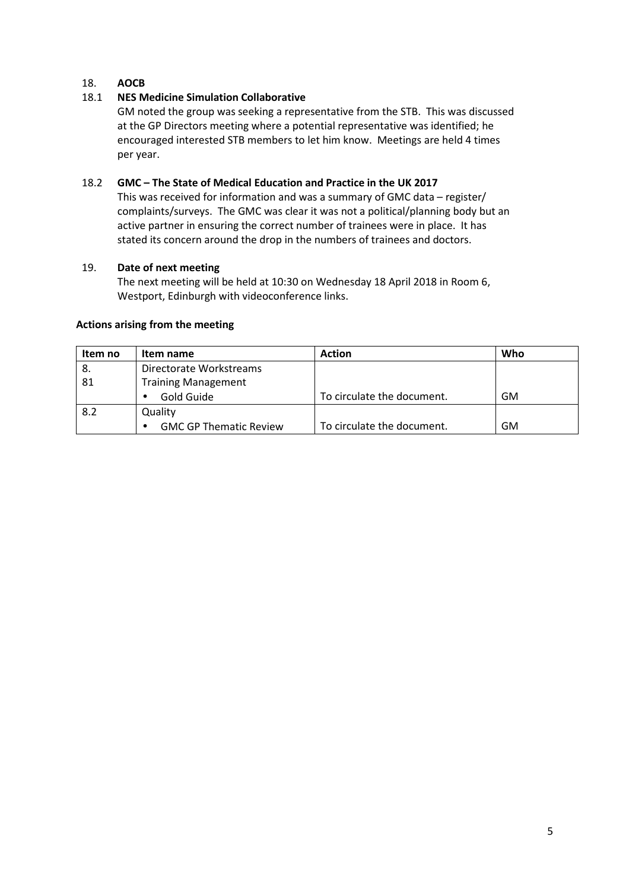## 18. AOCB

### 18.1 NES Medicine Simulation Collaborative

GM noted the group was seeking a representative from the STB. This was discussed at the GP Directors meeting where a potential representative was identified; he encouraged interested STB members to let him know. Meetings are held 4 times per year.

### 18.2 GMC – The State of Medical Education and Practice in the UK 2017

This was received for information and was a summary of GMC data – register/ complaints/surveys. The GMC was clear it was not a political/planning body but an active partner in ensuring the correct number of trainees were in place. It has stated its concern around the drop in the numbers of trainees and doctors.

## 19. Date of next meeting

The next meeting will be held at 10:30 on Wednesday 18 April 2018 in Room 6, Westport, Edinburgh with videoconference links.

**Actions arising from the meeting**

| Item no | Item name | Action | Who |
|---|---|---|---|
| 8. | Directorate Workstreams | | |
| 81 | Training Management | | |
| | • Gold Guide | To circulate the document. | GM |
| 8.2 | Quality | | |
| | • GMC GP Thematic Review | To circulate the document. | GM |